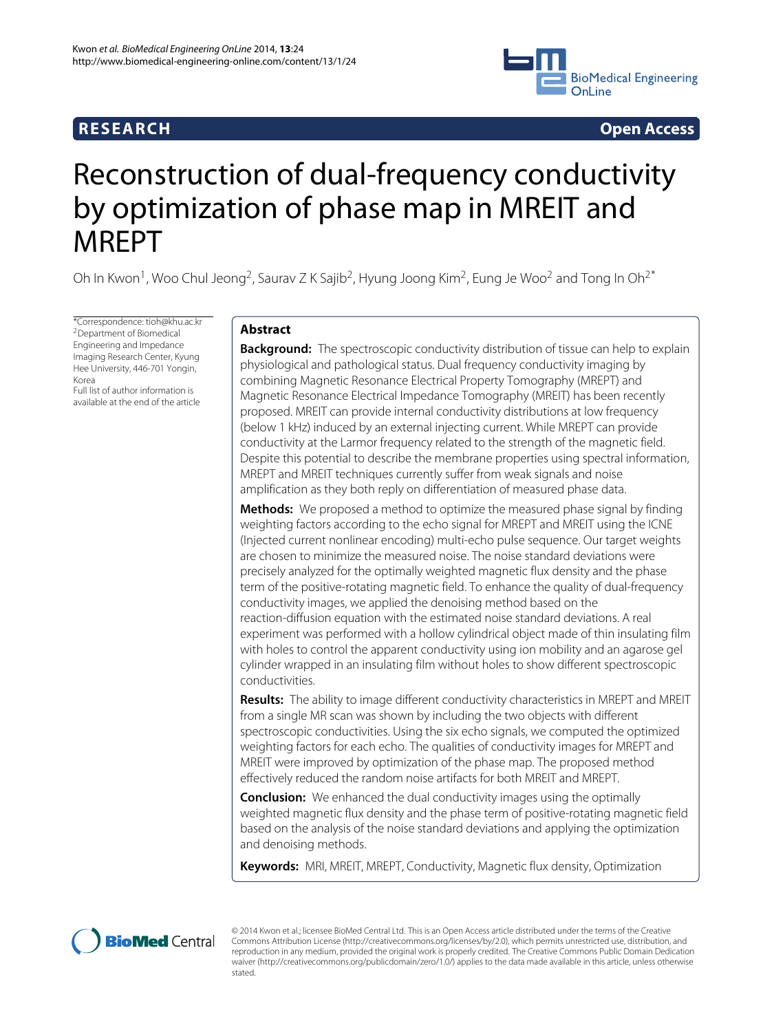RESEARCH Open Access

# Reconstruction of dual-frequency conductivity by optimization of phase map in MREIT and MREPT

Oh In Kwon[1], Woo Chul Jeong[2], Saurav Z K Sajib[2], Hyung Joong Kim[2], Eung Je Woo[2] and Tong In Oh[2*]

*Correspondence: tioh@khu.ac.kr
[2]Department of Biomedical Engineering and Impedance Imaging Research Center, Kyung Hee University, 446-701 Yongin, Korea
Full list of author information is available at the end of the article

## Abstract

**Background:** The spectroscopic conductivity distribution of tissue can help to explain physiological and pathological status. Dual frequency conductivity imaging by combining Magnetic Resonance Electrical Property Tomography (MREPT) and Magnetic Resonance Electrical Impedance Tomography (MREIT) has been recently proposed. MREIT can provide internal conductivity distributions at low frequency (below 1 kHz) induced by an external injecting current. While MREPT can provide conductivity at the Larmor frequency related to the strength of the magnetic field. Despite this potential to describe the membrane properties using spectral information, MREPT and MREIT techniques currently suffer from weak signals and noise amplification as they both reply on differentiation of measured phase data.

**Methods:** We proposed a method to optimize the measured phase signal by finding weighting factors according to the echo signal for MREPT and MREIT using the ICNE (Injected current nonlinear encoding) multi-echo pulse sequence. Our target weights are chosen to minimize the measured noise. The noise standard deviations were precisely analyzed for the optimally weighted magnetic flux density and the phase term of the positive-rotating magnetic field. To enhance the quality of dual-frequency conductivity images, we applied the denoising method based on the reaction-diffusion equation with the estimated noise standard deviations. A real experiment was performed with a hollow cylindrical object made of thin insulating film with holes to control the apparent conductivity using ion mobility and an agarose gel cylinder wrapped in an insulating film without holes to show different spectroscopic conductivities.

**Results:** The ability to image different conductivity characteristics in MREPT and MREIT from a single MR scan was shown by including the two objects with different spectroscopic conductivities. Using the six echo signals, we computed the optimized weighting factors for each echo. The qualities of conductivity images for MREPT and MREIT were improved by optimization of the phase map. The proposed method effectively reduced the random noise artifacts for both MREIT and MREPT.

**Conclusion:** We enhanced the dual conductivity images using the optimally weighted magnetic flux density and the phase term of positive-rotating magnetic field based on the analysis of the noise standard deviations and applying the optimization and denoising methods.

**Keywords:** MRI, MREIT, MREPT, Conductivity, Magnetic flux density, Optimization

© 2014 Kwon et al.; licensee BioMed Central Ltd. This is an Open Access article distributed under the terms of the Creative Commons Attribution License (http://creativecommons.org/licenses/by/2.0), which permits unrestricted use, distribution, and reproduction in any medium, provided the original work is properly credited. The Creative Commons Public Domain Dedication waiver (http://creativecommons.org/publicdomain/zero/1.0/) applies to the data made available in this article, unless otherwise stated.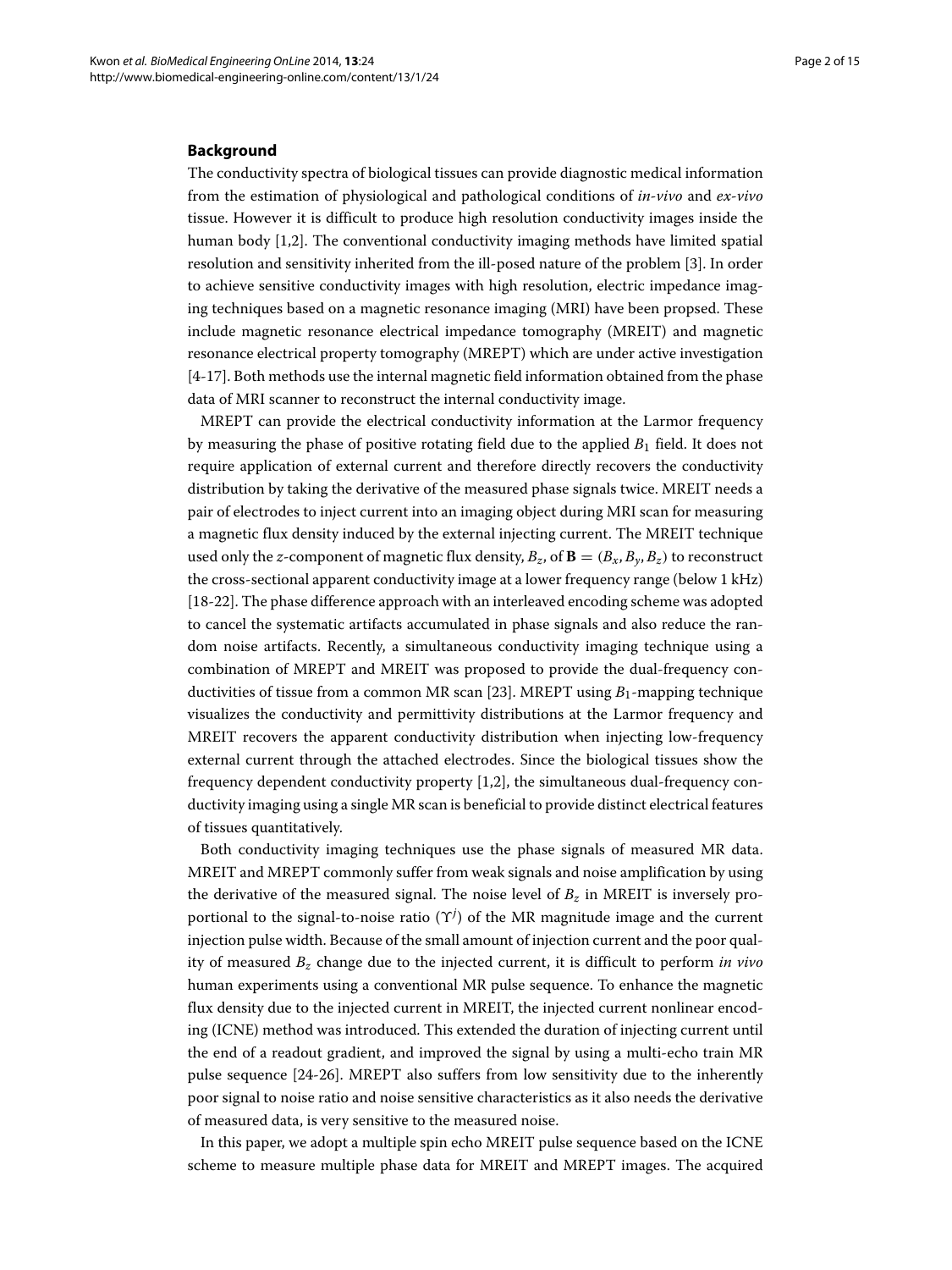## Background

The conductivity spectra of biological tissues can provide diagnostic medical information from the estimation of physiological and pathological conditions of *in-vivo* and *ex-vivo* tissue. However it is difficult to produce high resolution conductivity images inside the human body [1,2]. The conventional conductivity imaging methods have limited spatial resolution and sensitivity inherited from the ill-posed nature of the problem [3]. In order to achieve sensitive conductivity images with high resolution, electric impedance imaging techniques based on a magnetic resonance imaging (MRI) have been propsed. These include magnetic resonance electrical impedance tomography (MREIT) and magnetic resonance electrical property tomography (MREPT) which are under active investigation [4-17]. Both methods use the internal magnetic field information obtained from the phase data of MRI scanner to reconstruct the internal conductivity image.

MREPT can provide the electrical conductivity information at the Larmor frequency by measuring the phase of positive rotating field due to the applied $B_1$ field. It does not require application of external current and therefore directly recovers the conductivity distribution by taking the derivative of the measured phase signals twice. MREIT needs a pair of electrodes to inject current into an imaging object during MRI scan for measuring a magnetic flux density induced by the external injecting current. The MREIT technique used only the $z$-component of magnetic flux density, $B_z$, of $\mathbf{B} = (B_x, B_y, B_z)$ to reconstruct the cross-sectional apparent conductivity image at a lower frequency range (below 1 kHz) [18-22]. The phase difference approach with an interleaved encoding scheme was adopted to cancel the systematic artifacts accumulated in phase signals and also reduce the random noise artifacts. Recently, a simultaneous conductivity imaging technique using a combination of MREPT and MREIT was proposed to provide the dual-frequency conductivities of tissue from a common MR scan [23]. MREPT using $B_1$-mapping technique visualizes the conductivity and permittivity distributions at the Larmor frequency and MREIT recovers the apparent conductivity distribution when injecting low-frequency external current through the attached electrodes. Since the biological tissues show the frequency dependent conductivity property [1,2], the simultaneous dual-frequency conductivity imaging using a single MR scan is beneficial to provide distinct electrical features of tissues quantitatively.

Both conductivity imaging techniques use the phase signals of measured MR data. MREIT and MREPT commonly suffer from weak signals and noise amplification by using the derivative of the measured signal. The noise level of $B_z$ in MREIT is inversely proportional to the signal-to-noise ratio ($\Upsilon^j$) of the MR magnitude image and the current injection pulse width. Because of the small amount of injection current and the poor quality of measured $B_z$ change due to the injected current, it is difficult to perform *in vivo* human experiments using a conventional MR pulse sequence. To enhance the magnetic flux density due to the injected current in MREIT, the injected current nonlinear encoding (ICNE) method was introduced. This extended the duration of injecting current until the end of a readout gradient, and improved the signal by using a multi-echo train MR pulse sequence [24-26]. MREPT also suffers from low sensitivity due to the inherently poor signal to noise ratio and noise sensitive characteristics as it also needs the derivative of measured data, is very sensitive to the measured noise.

In this paper, we adopt a multiple spin echo MREIT pulse sequence based on the ICNE scheme to measure multiple phase data for MREIT and MREPT images. The acquired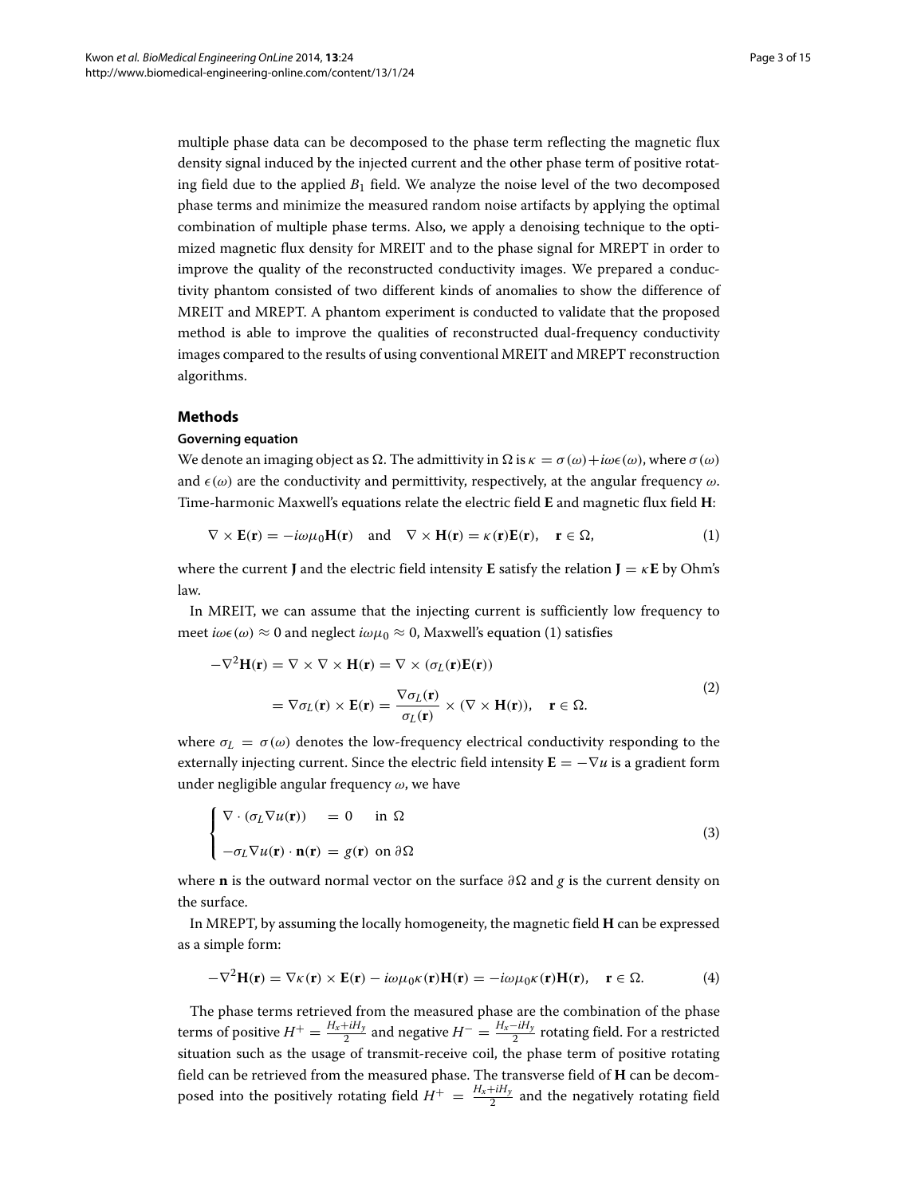multiple phase data can be decomposed to the phase term reflecting the magnetic flux density signal induced by the injected current and the other phase term of positive rotating field due to the applied $B_1$ field. We analyze the noise level of the two decomposed phase terms and minimize the measured random noise artifacts by applying the optimal combination of multiple phase terms. Also, we apply a denoising technique to the optimized magnetic flux density for MREIT and to the phase signal for MREPT in order to improve the quality of the reconstructed conductivity images. We prepared a conductivity phantom consisted of two different kinds of anomalies to show the difference of MREIT and MREPT. A phantom experiment is conducted to validate that the proposed method is able to improve the qualities of reconstructed dual-frequency conductivity images compared to the results of using conventional MREIT and MREPT reconstruction algorithms.

## Methods

### Governing equation

We denote an imaging object as $\Omega$. The admittivity in $\Omega$ is $\kappa = \sigma(\omega) + i\omega\epsilon(\omega)$, where $\sigma(\omega)$ and $\epsilon(\omega)$ are the conductivity and permittivity, respectively, at the angular frequency $\omega$. Time-harmonic Maxwell's equations relate the electric field $\mathbf{E}$ and magnetic flux field $\mathbf{H}$:

$$\nabla \times \mathbf{E}(\mathbf{r}) = -i\omega\mu_0\mathbf{H}(\mathbf{r}) \quad \text{and} \quad \nabla \times \mathbf{H}(\mathbf{r}) = \kappa(\mathbf{r})\mathbf{E}(\mathbf{r}), \quad \mathbf{r} \in \Omega, \tag{1}$$

where the current $\mathbf{J}$ and the electric field intensity $\mathbf{E}$ satisfy the relation $\mathbf{J} = \kappa\mathbf{E}$ by Ohm's law.

In MREIT, we can assume that the injecting current is sufficiently low frequency to meet $i\omega\epsilon(\omega) \approx 0$ and neglect $i\omega\mu_0 \approx 0$, Maxwell's equation (1) satisfies

$$\begin{aligned} -\nabla^2\mathbf{H}(\mathbf{r}) &= \nabla \times \nabla \times \mathbf{H}(\mathbf{r}) = \nabla \times (\sigma_L(\mathbf{r})\mathbf{E}(\mathbf{r})) \\ &= \nabla\sigma_L(\mathbf{r}) \times \mathbf{E}(\mathbf{r}) = \frac{\nabla\sigma_L(\mathbf{r})}{\sigma_L(\mathbf{r})} \times (\nabla \times \mathbf{H}(\mathbf{r})), \quad \mathbf{r} \in \Omega. \end{aligned} \tag{2}$$

where $\sigma_L = \sigma(\omega)$ denotes the low-frequency electrical conductivity responding to the externally injecting current. Since the electric field intensity $\mathbf{E} = -\nabla u$ is a gradient form under negligible angular frequency $\omega$, we have

$$\begin{cases} \nabla \cdot (\sigma_L \nabla u(\mathbf{r})) &= 0 \quad \text{in } \Omega \\ -\sigma_L \nabla u(\mathbf{r}) \cdot \mathbf{n}(\mathbf{r}) &= g(\mathbf{r}) \ \text{ on } \partial\Omega \end{cases} \tag{3}$$

where $\mathbf{n}$ is the outward normal vector on the surface $\partial\Omega$ and $g$ is the current density on the surface.

In MREPT, by assuming the locally homogeneity, the magnetic field $\mathbf{H}$ can be expressed as a simple form:

$$-\nabla^2\mathbf{H}(\mathbf{r}) = \nabla\kappa(\mathbf{r}) \times \mathbf{E}(\mathbf{r}) - i\omega\mu_0\kappa(\mathbf{r})\mathbf{H}(\mathbf{r}) = -i\omega\mu_0\kappa(\mathbf{r})\mathbf{H}(\mathbf{r}), \quad \mathbf{r} \in \Omega. \tag{4}$$

The phase terms retrieved from the measured phase are the combination of the phase terms of positive $H^+ = \frac{H_x + iH_y}{2}$ and negative $H^- = \frac{H_x - iH_y}{2}$ rotating field. For a restricted situation such as the usage of transmit-receive coil, the phase term of positive rotating field can be retrieved from the measured phase. The transverse field of $\mathbf{H}$ can be decomposed into the positively rotating field $H^+ = \frac{H_x + iH_y}{2}$ and the negatively rotating field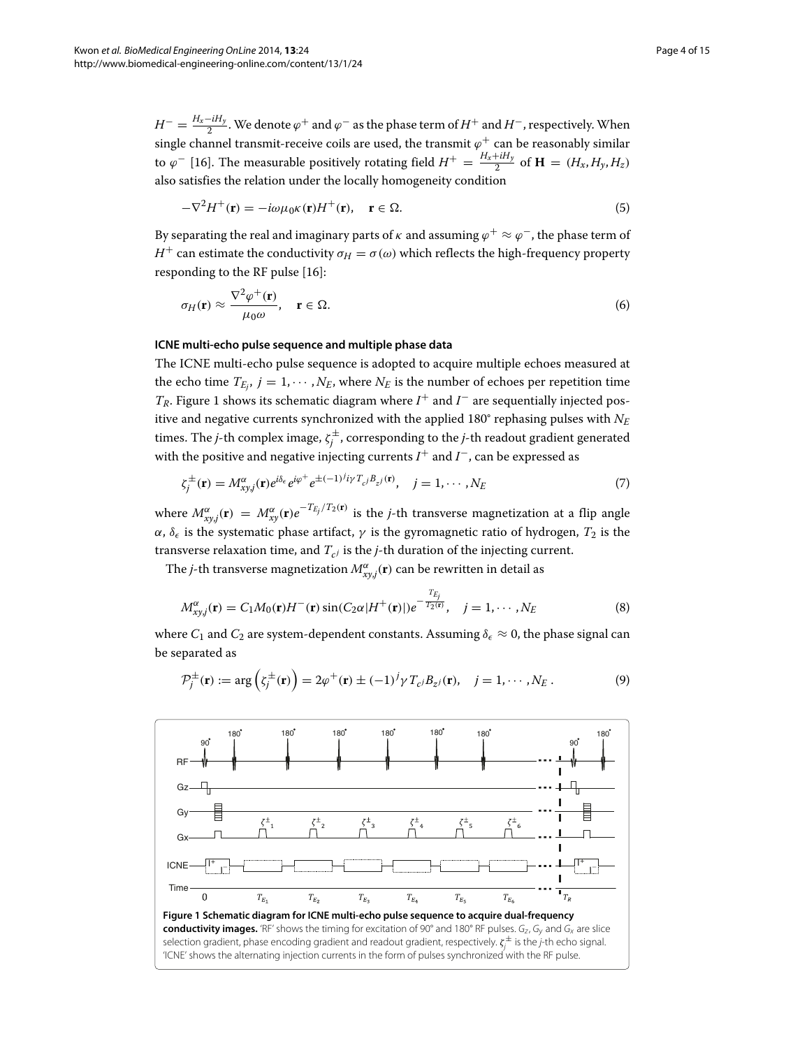$H^- = \frac{H_x - iH_y}{2}$. We denote $\varphi^+$ and $\varphi^-$ as the phase term of $H^+$ and $H^-$, respectively. When single channel transmit-receive coils are used, the transmit $\varphi^+$ can be reasonably similar to $\varphi^-$ [16]. The measurable positively rotating field $H^+ = \frac{H_x + iH_y}{2}$ of $\mathbf{H} = (H_x, H_y, H_z)$ also satisfies the relation under the locally homogeneity condition

$$-\nabla^2 H^+(\mathbf{r}) = -i\omega\mu_0\kappa(\mathbf{r})H^+(\mathbf{r}), \quad \mathbf{r} \in \Omega. \tag{5}$$

By separating the real and imaginary parts of $\kappa$ and assuming $\varphi^+ \approx \varphi^-$, the phase term of $H^+$ can estimate the conductivity $\sigma_H = \sigma(\omega)$ which reflects the high-frequency property responding to the RF pulse [16]:

$$\sigma_H(\mathbf{r}) \approx \frac{\nabla^2 \varphi^+(\mathbf{r})}{\mu_0\omega}, \quad \mathbf{r} \in \Omega. \tag{6}$$

#### ICNE multi-echo pulse sequence and multiple phase data

The ICNE multi-echo pulse sequence is adopted to acquire multiple echoes measured at the echo time $T_{E_j}$, $j = 1, \cdots, N_E$, where $N_E$ is the number of echoes per repetition time $T_R$. Figure 1 shows its schematic diagram where $I^+$ and $I^-$ are sequentially injected positive and negative currents synchronized with the applied 180° rephasing pulses with $N_E$ times. The $j$-th complex image, $\zeta_j^{\pm}$, corresponding to the $j$-th readout gradient generated with the positive and negative injecting currents $I^+$ and $I^-$, can be expressed as

$$\zeta_j^{\pm}(\mathbf{r}) = M_{xy,j}^{\alpha}(\mathbf{r}) e^{i\delta_\epsilon} e^{i\varphi^+} e^{\pm(-1)^j i\gamma T_{c^j} B_{z^j}(\mathbf{r})}, \quad j = 1, \cdots, N_E \tag{7}$$

where $M_{xy,j}^{\alpha}(\mathbf{r}) = M_{xy}^{\alpha}(\mathbf{r}) e^{-T_{E_j}/T_2(\mathbf{r})}$ is the $j$-th transverse magnetization at a flip angle $\alpha$, $\delta_\epsilon$ is the systematic phase artifact, $\gamma$ is the gyromagnetic ratio of hydrogen, $T_2$ is the transverse relaxation time, and $T_{c^j}$ is the $j$-th duration of the injecting current.

The $j$-th transverse magnetization $M_{xy,j}^{\alpha}(\mathbf{r})$ can be rewritten in detail as

$$M_{xy,j}^{\alpha}(\mathbf{r}) = C_1 M_0(\mathbf{r}) H^-(\mathbf{r}) \sin(C_2\alpha|H^+(\mathbf{r})|) e^{-\frac{T_{E_j}}{T_2(\mathbf{r})}}, \quad j = 1, \cdots, N_E \tag{8}$$

where $C_1$ and $C_2$ are system-dependent constants. Assuming $\delta_\epsilon \approx 0$, the phase signal can be separated as

$$\mathcal{P}_j^{\pm}(\mathbf{r}) := \arg\left(\zeta_j^{\pm}(\mathbf{r})\right) = 2\varphi^+(\mathbf{r}) \pm (-1)^j \gamma T_{c^j} B_{z^j}(\mathbf{r}), \quad j = 1, \cdots, N_E. \tag{9}$$

**Figure 1 Schematic diagram for ICNE multi-echo pulse sequence to acquire dual-frequency conductivity images.** 'RF' shows the timing for excitation of 90° and 180° RF pulses. $G_z$, $G_y$ and $G_x$ are slice selection gradient, phase encoding gradient and readout gradient, respectively. $\zeta_j^{\pm}$ is the $j$-th echo signal. 'ICNE' shows the alternating injection currents in the form of pulses synchronized with the RF pulse.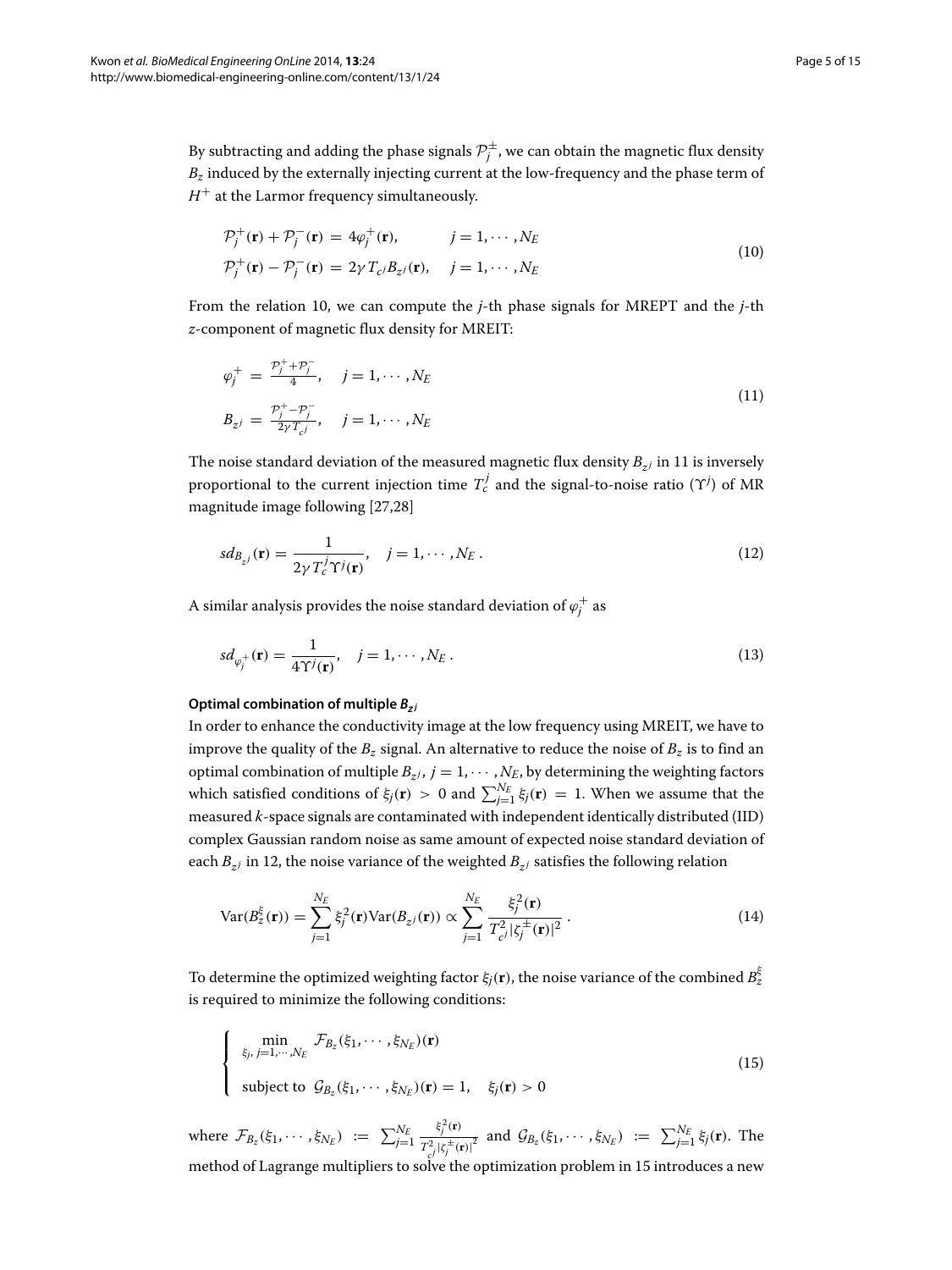By subtracting and adding the phase signals $\mathcal{P}_j^{\pm}$, we can obtain the magnetic flux density $B_z$ induced by the externally injecting current at the low-frequency and the phase term of $H^+$ at the Larmor frequency simultaneously.

$$
\begin{aligned}
\mathcal{P}_j^{+}(\mathbf{r}) + \mathcal{P}_j^{-}(\mathbf{r}) &= 4\varphi_j^{+}(\mathbf{r}), \qquad j = 1, \cdots, N_E \\
\mathcal{P}_j^{+}(\mathbf{r}) - \mathcal{P}_j^{-}(\mathbf{r}) &= 2\gamma T_{c^j} B_{z^j}(\mathbf{r}), \quad j = 1, \cdots, N_E
\end{aligned}
\tag{10}
$$

From the relation 10, we can compute the $j$-th phase signals for MREPT and the $j$-th $z$-component of magnetic flux density for MREIT:

$$
\begin{aligned}
\varphi_j^{+} &= \frac{\mathcal{P}_j^{+} + \mathcal{P}_j^{-}}{4}, \quad j = 1, \cdots, N_E \\
B_{z^j} &= \frac{\mathcal{P}_j^{+} - \mathcal{P}_j^{-}}{2\gamma T_{c^j}}, \quad j = 1, \cdots, N_E
\end{aligned}
\tag{11}
$$

The noise standard deviation of the measured magnetic flux density $B_{z^j}$ in 11 is inversely proportional to the current injection time $T_c^j$ and the signal-to-noise ratio ($\Upsilon^j$) of MR magnitude image following [27,28]

$$
sd_{B_{z^j}}(\mathbf{r}) = \frac{1}{2\gamma T_c^j \Upsilon^j(\mathbf{r})}, \quad j = 1, \cdots, N_E\,. \tag{12}
$$

A similar analysis provides the noise standard deviation of $\varphi_j^{+}$ as

$$
sd_{\varphi_j^{+}}(\mathbf{r}) = \frac{1}{4\Upsilon^j(\mathbf{r})}, \quad j = 1, \cdots, N_E\,. \tag{13}
$$

#### Optimal combination of multiple $B_{z^j}$

In order to enhance the conductivity image at the low frequency using MREIT, we have to improve the quality of the $B_z$ signal. An alternative to reduce the noise of $B_z$ is to find an optimal combination of multiple $B_{z^j}$, $j = 1, \cdots, N_E$, by determining the weighting factors which satisfied conditions of $\xi_j(\mathbf{r}) > 0$ and $\sum_{j=1}^{N_E} \xi_j(\mathbf{r}) = 1$. When we assume that the measured $k$-space signals are contaminated with independent identically distributed (IID) complex Gaussian random noise as same amount of expected noise standard deviation of each $B_{z^j}$ in 12, the noise variance of the weighted $B_{z^j}$ satisfies the following relation

$$
\mathrm{Var}(B_z^{\xi}(\mathbf{r})) = \sum_{j=1}^{N_E} \xi_j^2(\mathbf{r}) \mathrm{Var}(B_{z^j}(\mathbf{r})) \propto \sum_{j=1}^{N_E} \frac{\xi_j^2(\mathbf{r})}{T_{c^j}^2 |\zeta_j^{\pm}(\mathbf{r})|^2}\,. \tag{14}
$$

To determine the optimized weighting factor $\xi_j(\mathbf{r})$, the noise variance of the combined $B_z^{\xi}$ is required to minimize the following conditions:

$$
\begin{cases}
\displaystyle\min_{\xi_j,\, j=1,\cdots,N_E} \; \mathcal{F}_{B_z}(\xi_1, \cdots, \xi_{N_E})(\mathbf{r}) \\
\text{subject to } \; \mathcal{G}_{B_z}(\xi_1, \cdots, \xi_{N_E})(\mathbf{r}) = 1, \quad \xi_j(\mathbf{r}) > 0
\end{cases}
\tag{15}
$$

where $\mathcal{F}_{B_z}(\xi_1, \cdots, \xi_{N_E}) := \sum_{j=1}^{N_E} \frac{\xi_j^2(\mathbf{r})}{T_{c^j}^2 |\zeta_j^{\pm}(\mathbf{r})|^2}$ and $\mathcal{G}_{B_z}(\xi_1, \cdots, \xi_{N_E}) := \sum_{j=1}^{N_E} \xi_j(\mathbf{r})$. The method of Lagrange multipliers to solve the optimization problem in 15 introduces a new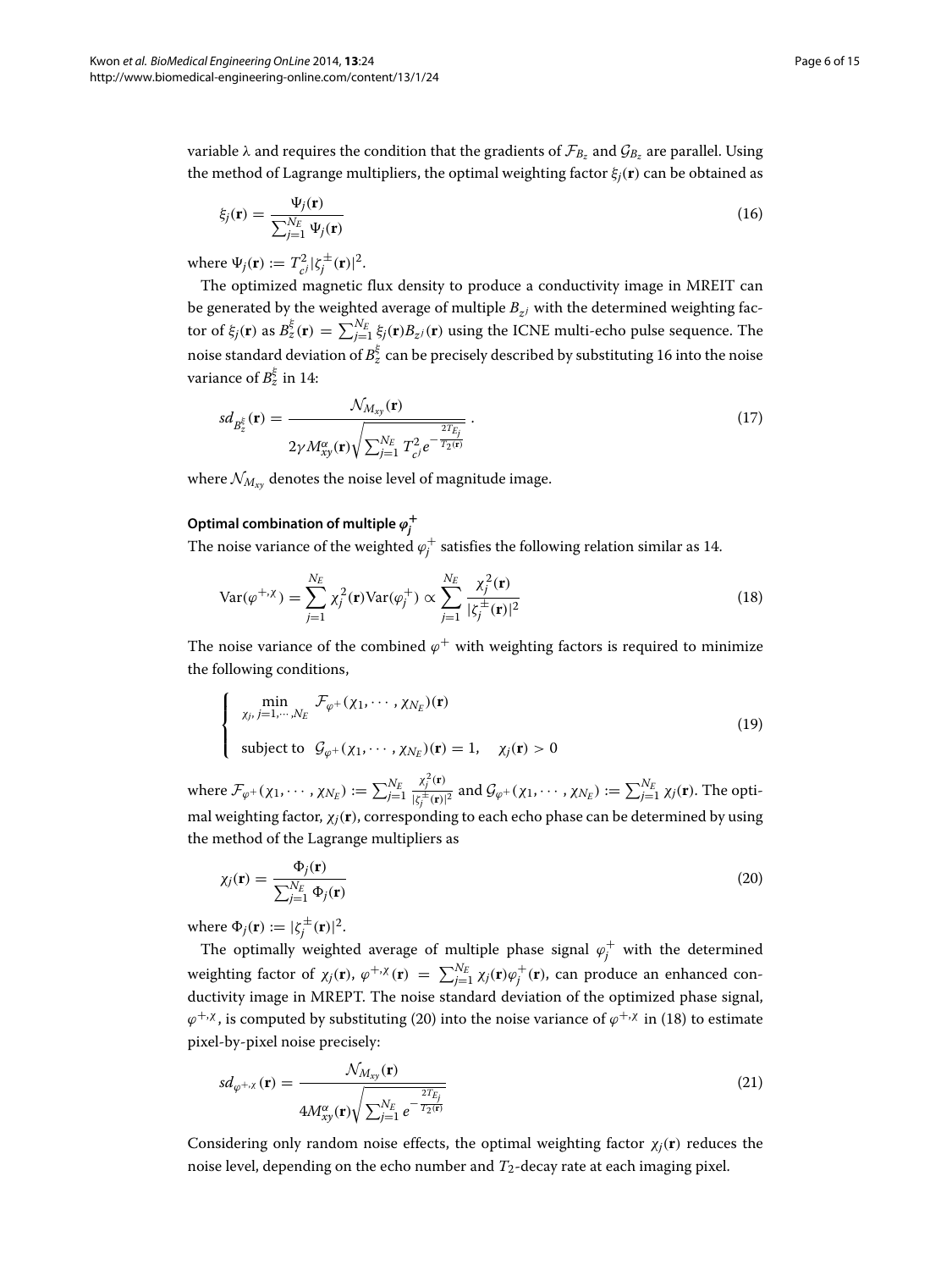variable $\lambda$ and requires the condition that the gradients of $\mathcal{F}_{B_z}$ and $\mathcal{G}_{B_z}$ are parallel. Using the method of Lagrange multipliers, the optimal weighting factor $\xi_j(\mathbf{r})$ can be obtained as

$$\xi_j(\mathbf{r}) = \frac{\Psi_j(\mathbf{r})}{\sum_{j=1}^{N_E} \Psi_j(\mathbf{r})} \tag{16}$$

where $\Psi_j(\mathbf{r}) := T_{c^j}^2 |\zeta_j^{\pm}(\mathbf{r})|^2$.

The optimized magnetic flux density to produce a conductivity image in MREIT can be generated by the weighted average of multiple $B_{z^j}$ with the determined weighting factor of $\xi_j(\mathbf{r})$ as $B_z^{\xi}(\mathbf{r}) = \sum_{j=1}^{N_E} \xi_j(\mathbf{r}) B_{z^j}(\mathbf{r})$ using the ICNE multi-echo pulse sequence. The noise standard deviation of $B_z^{\xi}$ can be precisely described by substituting 16 into the noise variance of $B_z^{\xi}$ in 14:

$$sd_{B_z^{\xi}}(\mathbf{r}) = \frac{\mathcal{N}_{M_{xy}}(\mathbf{r})}{2\gamma M_{xy}^{\alpha}(\mathbf{r}) \sqrt{\sum_{j=1}^{N_E} T_{c^j}^2 e^{-\frac{2T_{E_j}}{T_2(\mathbf{r})}}}} . \tag{17}$$

where $\mathcal{N}_{M_{xy}}$ denotes the noise level of magnitude image.

### Optimal combination of multiple $\varphi_j^+$

The noise variance of the weighted $\varphi_j^+$ satisfies the following relation similar as 14.

$$\mathrm{Var}(\varphi^{+,\chi}) = \sum_{j=1}^{N_E} \chi_j^2(\mathbf{r}) \mathrm{Var}(\varphi_j^+) \propto \sum_{j=1}^{N_E} \frac{\chi_j^2(\mathbf{r})}{|\zeta_j^{\pm}(\mathbf{r})|^2} \tag{18}$$

The noise variance of the combined $\varphi^+$ with weighting factors is required to minimize the following conditions,

$$\begin{cases} \min\limits_{\chi_j,\, j=1,\cdots,N_E} \mathcal{F}_{\varphi^+}(\chi_1, \cdots, \chi_{N_E})(\mathbf{r}) \\ \text{subject to } \; \mathcal{G}_{\varphi^+}(\chi_1, \cdots, \chi_{N_E})(\mathbf{r}) = 1, \quad \chi_j(\mathbf{r}) > 0 \end{cases} \tag{19}$$

where $\mathcal{F}_{\varphi^+}(\chi_1, \cdots, \chi_{N_E}) := \sum_{j=1}^{N_E} \frac{\chi_j^2(\mathbf{r})}{|\zeta_j^{\pm}(\mathbf{r})|^2}$ and $\mathcal{G}_{\varphi^+}(\chi_1, \cdots, \chi_{N_E}) := \sum_{j=1}^{N_E} \chi_j(\mathbf{r})$. The optimal weighting factor, $\chi_j(\mathbf{r})$, corresponding to each echo phase can be determined by using the method of the Lagrange multipliers as

$$\chi_j(\mathbf{r}) = \frac{\Phi_j(\mathbf{r})}{\sum_{j=1}^{N_E} \Phi_j(\mathbf{r})} \tag{20}$$

where $\Phi_j(\mathbf{r}) := |\zeta_j^{\pm}(\mathbf{r})|^2$.

The optimally weighted average of multiple phase signal $\varphi_j^+$ with the determined weighting factor of $\chi_j(\mathbf{r})$, $\varphi^{+,\chi}(\mathbf{r}) = \sum_{j=1}^{N_E} \chi_j(\mathbf{r}) \varphi_j^+(\mathbf{r})$, can produce an enhanced conductivity image in MREPT. The noise standard deviation of the optimized phase signal, $\varphi^{+,\chi}$, is computed by substituting (20) into the noise variance of $\varphi^{+,\chi}$ in (18) to estimate pixel-by-pixel noise precisely:

$$sd_{\varphi^{+,\chi}}(\mathbf{r}) = \frac{\mathcal{N}_{M_{xy}}(\mathbf{r})}{4M_{xy}^{\alpha}(\mathbf{r}) \sqrt{\sum_{j=1}^{N_E} e^{-\frac{2T_{E_j}}{T_2(\mathbf{r})}}}} \tag{21}$$

Considering only random noise effects, the optimal weighting factor $\chi_j(\mathbf{r})$ reduces the noise level, depending on the echo number and $T_2$-decay rate at each imaging pixel.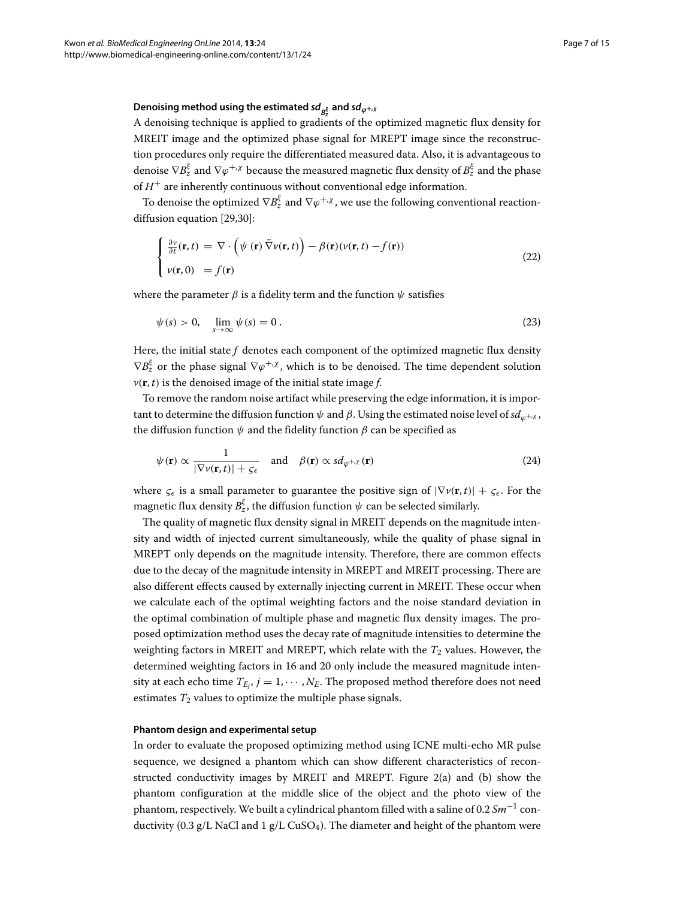### Denoising method using the estimated $sd_{B_z^\xi}$ and $sd_{\varphi^{+,\chi}}$

A denoising technique is applied to gradients of the optimized magnetic flux density for MREIT image and the optimized phase signal for MREPT image since the reconstruction procedures only require the differentiated measured data. Also, it is advantageous to denoise $\nabla B_z^\xi$ and $\nabla\varphi^{+,\chi}$ because the measured magnetic flux density of $B_z^\xi$ and the phase of $H^+$ are inherently continuous without conventional edge information.

To denoise the optimized $\nabla B_z^\xi$ and $\nabla\varphi^{+,\chi}$, we use the following conventional reaction-diffusion equation [29,30]:

$$
\begin{cases}
\frac{\partial v}{\partial t}(\mathbf{r},t) \;=\; \nabla\cdot\left(\psi\,(\mathbf{r})\,\tilde{\nabla}v(\mathbf{r},t)\right) - \beta(\mathbf{r})(v(\mathbf{r},t) - f(\mathbf{r})) \\
v(\mathbf{r},0) \quad = f(\mathbf{r})
\end{cases}
\tag{22}
$$

where the parameter $\beta$ is a fidelity term and the function $\psi$ satisfies

$$
\psi(s) > 0, \quad \lim_{s\to\infty}\psi(s) = 0\,. \tag{23}
$$

Here, the initial state $f$ denotes each component of the optimized magnetic flux density $\nabla B_z^\xi$ or the phase signal $\nabla\varphi^{+,\chi}$, which is to be denoised. The time dependent solution $v(\mathbf{r},t)$ is the denoised image of the initial state image $f$.

To remove the random noise artifact while preserving the edge information, it is important to determine the diffusion function $\psi$ and $\beta$. Using the estimated noise level of $sd_{\varphi^{+,\chi}}$, the diffusion function $\psi$ and the fidelity function $\beta$ can be specified as

$$
\psi(\mathbf{r}) \propto \frac{1}{|\nabla v(\mathbf{r},t)| + \varsigma_\epsilon} \quad \text{and} \quad \beta(\mathbf{r}) \propto sd_{\varphi^{+,\chi}}(\mathbf{r}) \tag{24}
$$

where $\varsigma_\epsilon$ is a small parameter to guarantee the positive sign of $|\nabla v(\mathbf{r},t)| + \varsigma_\epsilon$. For the magnetic flux density $B_z^\xi$, the diffusion function $\psi$ can be selected similarly.

The quality of magnetic flux density signal in MREIT depends on the magnitude intensity and width of injected current simultaneously, while the quality of phase signal in MREPT only depends on the magnitude intensity. Therefore, there are common effects due to the decay of the magnitude intensity in MREPT and MREIT processing. There are also different effects caused by externally injecting current in MREIT. These occur when we calculate each of the optimal weighting factors and the noise standard deviation in the optimal combination of multiple phase and magnetic flux density images. The proposed optimization method uses the decay rate of magnitude intensities to determine the weighting factors in MREIT and MREPT, which relate with the $T_2$ values. However, the determined weighting factors in 16 and 20 only include the measured magnitude intensity at each echo time $T_{E_j}, j = 1, \cdots, N_E$. The proposed method therefore does not need estimates $T_2$ values to optimize the multiple phase signals.

#### Phantom design and experimental setup

In order to evaluate the proposed optimizing method using ICNE multi-echo MR pulse sequence, we designed a phantom which can show different characteristics of reconstructed conductivity images by MREIT and MREPT. Figure 2(a) and (b) show the phantom configuration at the middle slice of the object and the photo view of the phantom, respectively. We built a cylindrical phantom filled with a saline of 0.2 $Sm^{-1}$ conductivity (0.3 g/L NaCl and 1 g/L $CuSO_4$). The diameter and height of the phantom were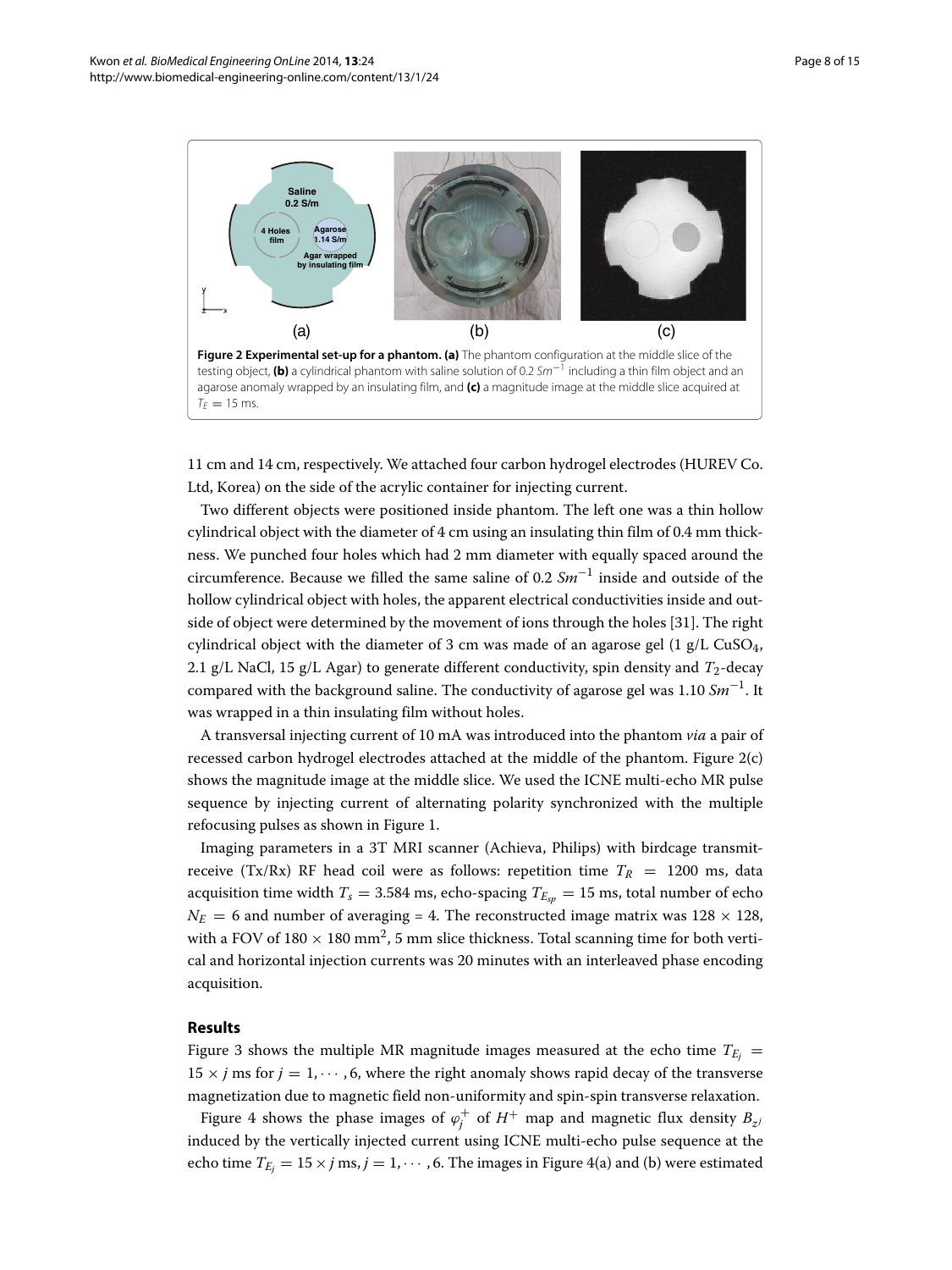**Figure 2 Experimental set-up for a phantom. (a)** The phantom configuration at the middle slice of the testing object, **(b)** a cylindrical phantom with saline solution of 0.2 $Sm^{-1}$ including a thin film object and an agarose anomaly wrapped by an insulating film, and **(c)** a magnitude image at the middle slice acquired at $T_E = 15$ ms.

11 cm and 14 cm, respectively. We attached four carbon hydrogel electrodes (HUREV Co. Ltd, Korea) on the side of the acrylic container for injecting current.

Two different objects were positioned inside phantom. The left one was a thin hollow cylindrical object with the diameter of 4 cm using an insulating thin film of 0.4 mm thickness. We punched four holes which had 2 mm diameter with equally spaced around the circumference. Because we filled the same saline of 0.2 $Sm^{-1}$ inside and outside of the hollow cylindrical object with holes, the apparent electrical conductivities inside and outside of object were determined by the movement of ions through the holes [31]. The right cylindrical object with the diameter of 3 cm was made of an agarose gel (1 g/L $CuSO_4$, 2.1 g/L NaCl, 15 g/L Agar) to generate different conductivity, spin density and $T_2$-decay compared with the background saline. The conductivity of agarose gel was 1.10 $Sm^{-1}$. It was wrapped in a thin insulating film without holes.

A transversal injecting current of 10 mA was introduced into the phantom *via* a pair of recessed carbon hydrogel electrodes attached at the middle of the phantom. Figure 2(c) shows the magnitude image at the middle slice. We used the ICNE multi-echo MR pulse sequence by injecting current of alternating polarity synchronized with the multiple refocusing pulses as shown in Figure 1.

Imaging parameters in a 3T MRI scanner (Achieva, Philips) with birdcage transmit-receive (Tx/Rx) RF head coil were as follows: repetition time $T_R = 1200$ ms, data acquisition time width $T_s = 3.584$ ms, echo-spacing $T_{E_{sp}} = 15$ ms, total number of echo $N_E = 6$ and number of averaging = 4. The reconstructed image matrix was $128 \times 128$, with a FOV of $180 \times 180$ mm$^2$, 5 mm slice thickness. Total scanning time for both vertical and horizontal injection currents was 20 minutes with an interleaved phase encoding acquisition.

## Results

Figure 3 shows the multiple MR magnitude images measured at the echo time $T_{E_j} = 15 \times j$ ms for $j = 1, \cdots, 6$, where the right anomaly shows rapid decay of the transverse magnetization due to magnetic field non-uniformity and spin-spin transverse relaxation.

Figure 4 shows the phase images of $\varphi_j^+$ of $H^+$ map and magnetic flux density $B_z{}^j$ induced by the vertically injected current using ICNE multi-echo pulse sequence at the echo time $T_{E_j} = 15 \times j$ ms, $j = 1, \cdots, 6$. The images in Figure 4(a) and (b) were estimated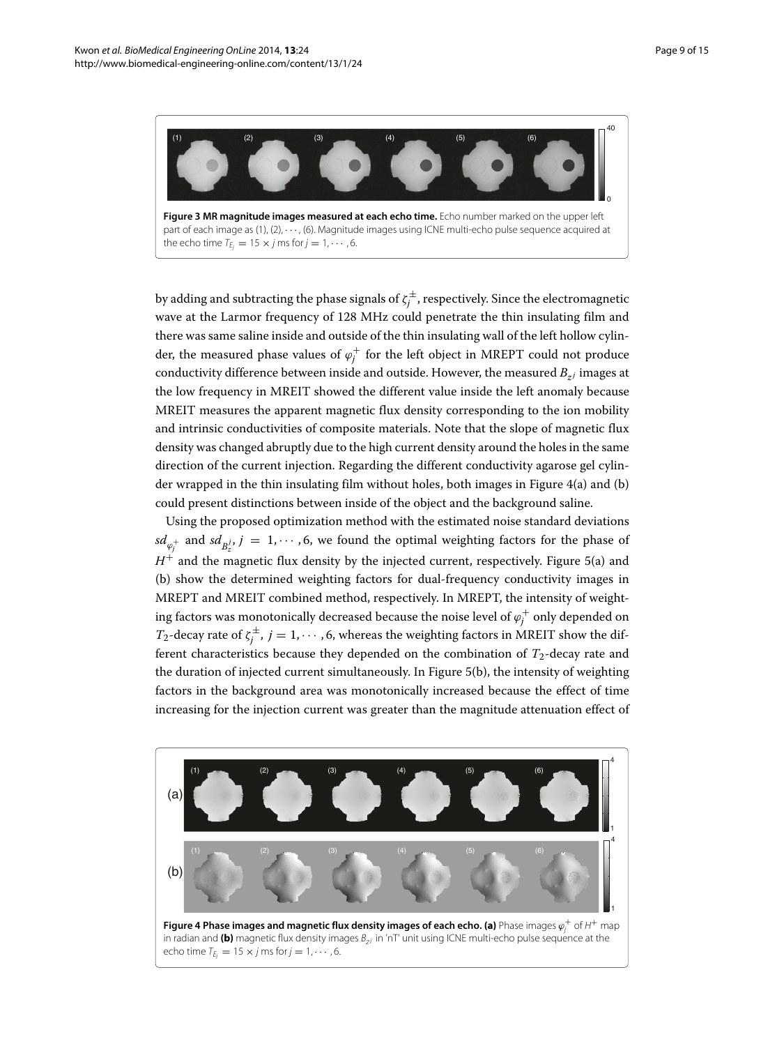**Figure 3 MR magnitude images measured at each echo time.** Echo number marked on the upper left part of each image as (1), (2), $\cdots$, (6). Magnitude images using ICNE multi-echo pulse sequence acquired at the echo time $T_{E_j} = 15 \times j$ ms for $j = 1, \cdots, 6$.

by adding and subtracting the phase signals of $\zeta_j^{\pm}$, respectively. Since the electromagnetic wave at the Larmor frequency of 128 MHz could penetrate the thin insulating film and there was same saline inside and outside of the thin insulating wall of the left hollow cylinder, the measured phase values of $\varphi_j^+$ for the left object in MREPT could not produce conductivity difference between inside and outside. However, the measured $B_{zj}$ images at the low frequency in MREIT showed the different value inside the left anomaly because MREIT measures the apparent magnetic flux density corresponding to the ion mobility and intrinsic conductivities of composite materials. Note that the slope of magnetic flux density was changed abruptly due to the high current density around the holes in the same direction of the current injection. Regarding the different conductivity agarose gel cylinder wrapped in the thin insulating film without holes, both images in Figure 4(a) and (b) could present distinctions between inside of the object and the background saline.

Using the proposed optimization method with the estimated noise standard deviations $sd_{\varphi_j^+}$ and $sd_{B_z^j}$, $j = 1, \cdots, 6$, we found the optimal weighting factors for the phase of $H^+$ and the magnetic flux density by the injected current, respectively. Figure 5(a) and (b) show the determined weighting factors for dual-frequency conductivity images in MREPT and MREIT combined method, respectively. In MREPT, the intensity of weighting factors was monotonically decreased because the noise level of $\varphi_j^+$ only depended on $T_2$-decay rate of $\zeta_j^{\pm}$, $j = 1, \cdots, 6$, whereas the weighting factors in MREIT show the different characteristics because they depended on the combination of $T_2$-decay rate and the duration of injected current simultaneously. In Figure 5(b), the intensity of weighting factors in the background area was monotonically increased because the effect of time increasing for the injection current was greater than the magnitude attenuation effect of

**Figure 4 Phase images and magnetic flux density images of each echo. (a)** Phase images $\varphi_j^+$ of $H^+$ map in radian and **(b)** magnetic flux density images $B_{zj}$ in 'nT' unit using ICNE multi-echo pulse sequence at the echo time $T_{E_j} = 15 \times j$ ms for $j = 1, \cdots, 6$.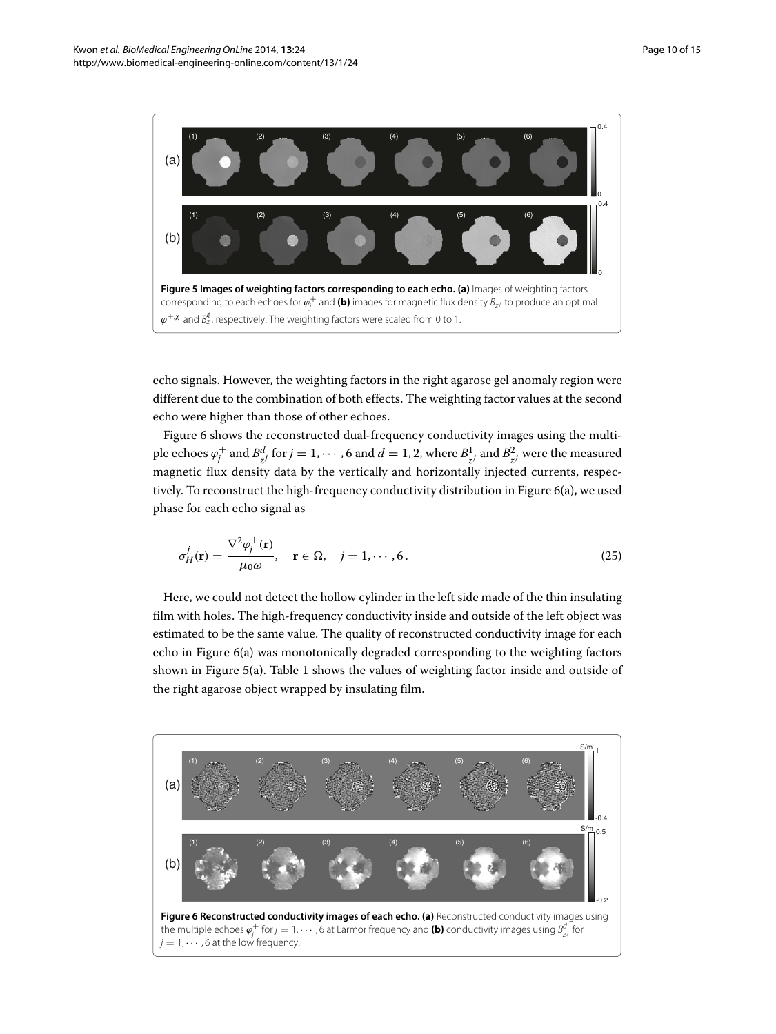**Figure 5 Images of weighting factors corresponding to each echo. (a)** Images of weighting factors corresponding to each echoes for $\varphi_j^+$ and **(b)** images for magnetic flux density $B_{z^j}$ to produce an optimal $\varphi^{+,\chi}$ and $B_z^{\xi}$, respectively. The weighting factors were scaled from 0 to 1.

echo signals. However, the weighting factors in the right agarose gel anomaly region were different due to the combination of both effects. The weighting factor values at the second echo were higher than those of other echoes.

Figure 6 shows the reconstructed dual-frequency conductivity images using the multiple echoes $\varphi_j^+$ and $B_{z^j}^d$ for $j = 1, \cdots, 6$ and $d = 1, 2$, where $B_{z^j}^1$ and $B_{z^j}^2$ were the measured magnetic flux density data by the vertically and horizontally injected currents, respectively. To reconstruct the high-frequency conductivity distribution in Figure 6(a), we used phase for each echo signal as

$$\sigma_H^j(\mathbf{r}) = \frac{\nabla^2 \varphi_j^+(\mathbf{r})}{\mu_0 \omega}, \quad \mathbf{r} \in \Omega, \quad j = 1, \cdots, 6. \tag{25}$$

Here, we could not detect the hollow cylinder in the left side made of the thin insulating film with holes. The high-frequency conductivity inside and outside of the left object was estimated to be the same value. The quality of reconstructed conductivity image for each echo in Figure 6(a) was monotonically degraded corresponding to the weighting factors shown in Figure 5(a). Table 1 shows the values of weighting factor inside and outside of the right agarose object wrapped by insulating film.

**Figure 6 Reconstructed conductivity images of each echo. (a)** Reconstructed conductivity images using the multiple echoes $\varphi_j^+$ for $j = 1, \cdots, 6$ at Larmor frequency and **(b)** conductivity images using $B_{z^j}^d$ for $j = 1, \cdots, 6$ at the low frequency.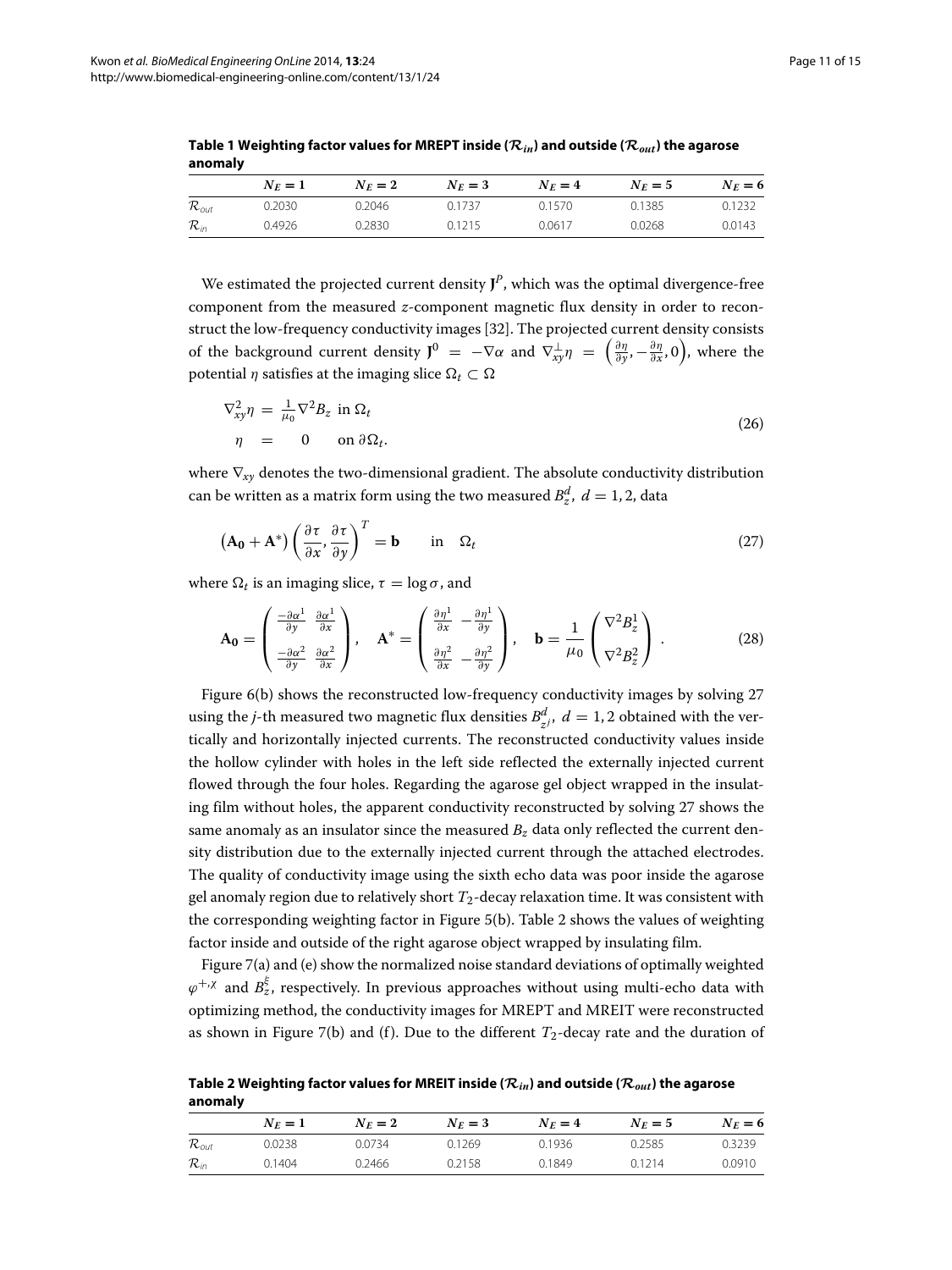**Table 1 Weighting factor values for MREPT inside ($\mathcal{R}_{in}$) and outside ($\mathcal{R}_{out}$) the agarose anomaly**

| | $N_E = 1$ | $N_E = 2$ | $N_E = 3$ | $N_E = 4$ | $N_E = 5$ | $N_E = 6$ |
|---|---|---|---|---|---|---|
| $\mathcal{R}_{out}$ | 0.2030 | 0.2046 | 0.1737 | 0.1570 | 0.1385 | 0.1232 |
| $\mathcal{R}_{in}$ | 0.4926 | 0.2830 | 0.1215 | 0.0617 | 0.0268 | 0.0143 |

We estimated the projected current density $\mathbf{J}^P$, which was the optimal divergence-free component from the measured $z$-component magnetic flux density in order to reconstruct the low-frequency conductivity images [32]. The projected current density consists of the background current density $\mathbf{J}^0 = -\nabla\alpha$ and $\nabla_{xy}^{\perp}\eta = \left(\frac{\partial\eta}{\partial y}, -\frac{\partial\eta}{\partial x}, 0\right)$, where the potential $\eta$ satisfies at the imaging slice $\Omega_t \subset \Omega$

$$
\begin{aligned}
\nabla_{xy}^2\eta &= \frac{1}{\mu_0}\nabla^2 B_z \quad \text{in } \Omega_t \\
\eta &= 0 \quad \text{on } \partial\Omega_t.
\end{aligned}
\tag{26}
$$

where $\nabla_{xy}$ denotes the two-dimensional gradient. The absolute conductivity distribution can be written as a matrix form using the two measured $B_z^d,\ d = 1, 2$, data

$$
\left(\mathbf{A_0} + \mathbf{A}^*\right)\left(\frac{\partial\tau}{\partial x}, \frac{\partial\tau}{\partial y}\right)^T = \mathbf{b} \qquad \text{in} \quad \Omega_t \tag{27}
$$

where $\Omega_t$ is an imaging slice, $\tau = \log\sigma$, and

$$
\mathbf{A_0} = \begin{pmatrix} \frac{-\partial\alpha^1}{\partial y} & \frac{\partial\alpha^1}{\partial x} \\ \frac{-\partial\alpha^2}{\partial y} & \frac{\partial\alpha^2}{\partial x} \end{pmatrix}, \quad \mathbf{A}^* = \begin{pmatrix} \frac{\partial\eta^1}{\partial x} & -\frac{\partial\eta^1}{\partial y} \\ \frac{\partial\eta^2}{\partial x} & -\frac{\partial\eta^2}{\partial y} \end{pmatrix}, \quad \mathbf{b} = \frac{1}{\mu_0}\begin{pmatrix} \nabla^2 B_z^1 \\ \nabla^2 B_z^2 \end{pmatrix}. \tag{28}
$$

Figure 6(b) shows the reconstructed low-frequency conductivity images by solving 27 using the $j$-th measured two magnetic flux densities $B_{z^j}^d,\ d = 1, 2$ obtained with the vertically and horizontally injected currents. The reconstructed conductivity values inside the hollow cylinder with holes in the left side reflected the externally injected current flowed through the four holes. Regarding the agarose gel object wrapped in the insulating film without holes, the apparent conductivity reconstructed by solving 27 shows the same anomaly as an insulator since the measured $B_z$ data only reflected the current density distribution due to the externally injected current through the attached electrodes. The quality of conductivity image using the sixth echo data was poor inside the agarose gel anomaly region due to relatively short $T_2$-decay relaxation time. It was consistent with the corresponding weighting factor in Figure 5(b). Table 2 shows the values of weighting factor inside and outside of the right agarose object wrapped by insulating film.

Figure 7(a) and (e) show the normalized noise standard deviations of optimally weighted $\varphi^{+,\chi}$ and $B_z^{\xi}$, respectively. In previous approaches without using multi-echo data with optimizing method, the conductivity images for MREPT and MREIT were reconstructed as shown in Figure 7(b) and (f). Due to the different $T_2$-decay rate and the duration of

**Table 2 Weighting factor values for MREIT inside ($\mathcal{R}_{in}$) and outside ($\mathcal{R}_{out}$) the agarose anomaly**

| | $N_E = 1$ | $N_E = 2$ | $N_E = 3$ | $N_E = 4$ | $N_E = 5$ | $N_E = 6$ |
|---|---|---|---|---|---|---|
| $\mathcal{R}_{out}$ | 0.0238 | 0.0734 | 0.1269 | 0.1936 | 0.2585 | 0.3239 |
| $\mathcal{R}_{in}$ | 0.1404 | 0.2466 | 0.2158 | 0.1849 | 0.1214 | 0.0910 |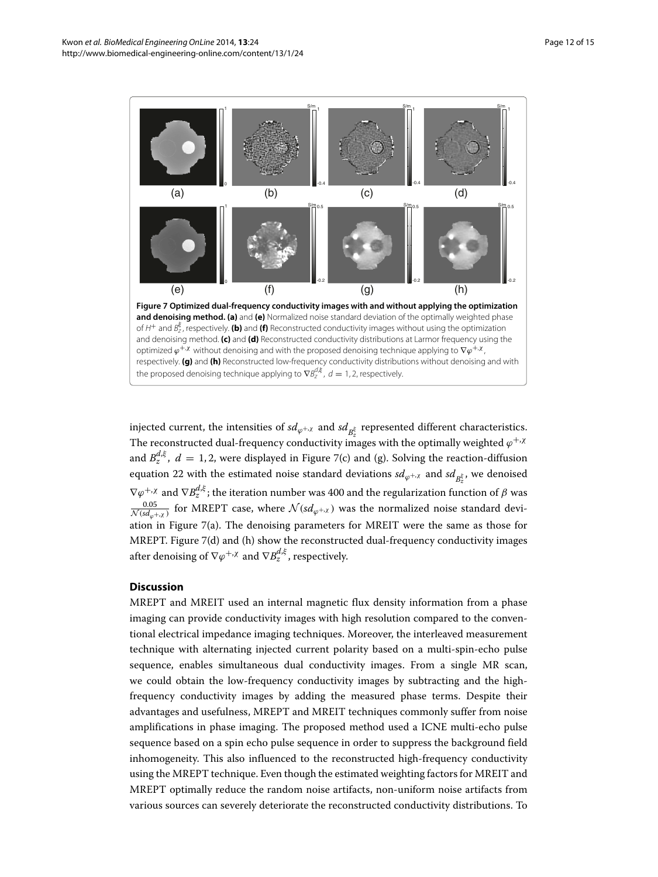**Figure 7 Optimized dual-frequency conductivity images with and without applying the optimization and denoising method.** **(a)** and **(e)** Normalized noise standard deviation of the optimally weighted phase of $H^+$ and $B_z^{\xi}$, respectively. **(b)** and **(f)** Reconstructed conductivity images without using the optimization and denoising method. **(c)** and **(d)** Reconstructed conductivity distributions at Larmor frequency using the optimized $\varphi^{+,\chi}$ without denoising and with the proposed denoising technique applying to $\nabla\varphi^{+,\chi}$, respectively. **(g)** and **(h)** Reconstructed low-frequency conductivity distributions without denoising and with the proposed denoising technique applying to $\nabla B_z^{d,\xi}$, $d = 1, 2$, respectively.

injected current, the intensities of $sd_{\varphi^{+,\chi}}$ and $sd_{B_z^{\xi}}$ represented different characteristics. The reconstructed dual-frequency conductivity images with the optimally weighted $\varphi^{+,\chi}$ and $B_z^{d,\xi}$, $d = 1, 2$, were displayed in Figure 7(c) and (g). Solving the reaction-diffusion equation 22 with the estimated noise standard deviations $sd_{\varphi^{+,\chi}}$ and $sd_{B_z^{\xi}}$, we denoised $\nabla\varphi^{+,\chi}$ and $\nabla B_z^{d,\xi}$; the iteration number was 400 and the regularization function of $\beta$ was $\frac{0.05}{\mathcal{N}(sd_{\varphi^{+,\chi}})}$ for MREPT case, where $\mathcal{N}(sd_{\varphi^{+,\chi}})$ was the normalized noise standard deviation in Figure 7(a). The denoising parameters for MREIT were the same as those for MREPT. Figure 7(d) and (h) show the reconstructed dual-frequency conductivity images after denoising of $\nabla\varphi^{+,\chi}$ and $\nabla B_z^{d,\xi}$, respectively.

## Discussion

MREPT and MREIT used an internal magnetic flux density information from a phase imaging can provide conductivity images with high resolution compared to the conventional electrical impedance imaging techniques. Moreover, the interleaved measurement technique with alternating injected current polarity based on a multi-spin-echo pulse sequence, enables simultaneous dual conductivity images. From a single MR scan, we could obtain the low-frequency conductivity images by subtracting and the high-frequency conductivity images by adding the measured phase terms. Despite their advantages and usefulness, MREPT and MREIT techniques commonly suffer from noise amplifications in phase imaging. The proposed method used a ICNE multi-echo pulse sequence based on a spin echo pulse sequence in order to suppress the background field inhomogeneity. This also influenced to the reconstructed high-frequency conductivity using the MREPT technique. Even though the estimated weighting factors for MREIT and MREPT optimally reduce the random noise artifacts, non-uniform noise artifacts from various sources can severely deteriorate the reconstructed conductivity distributions. To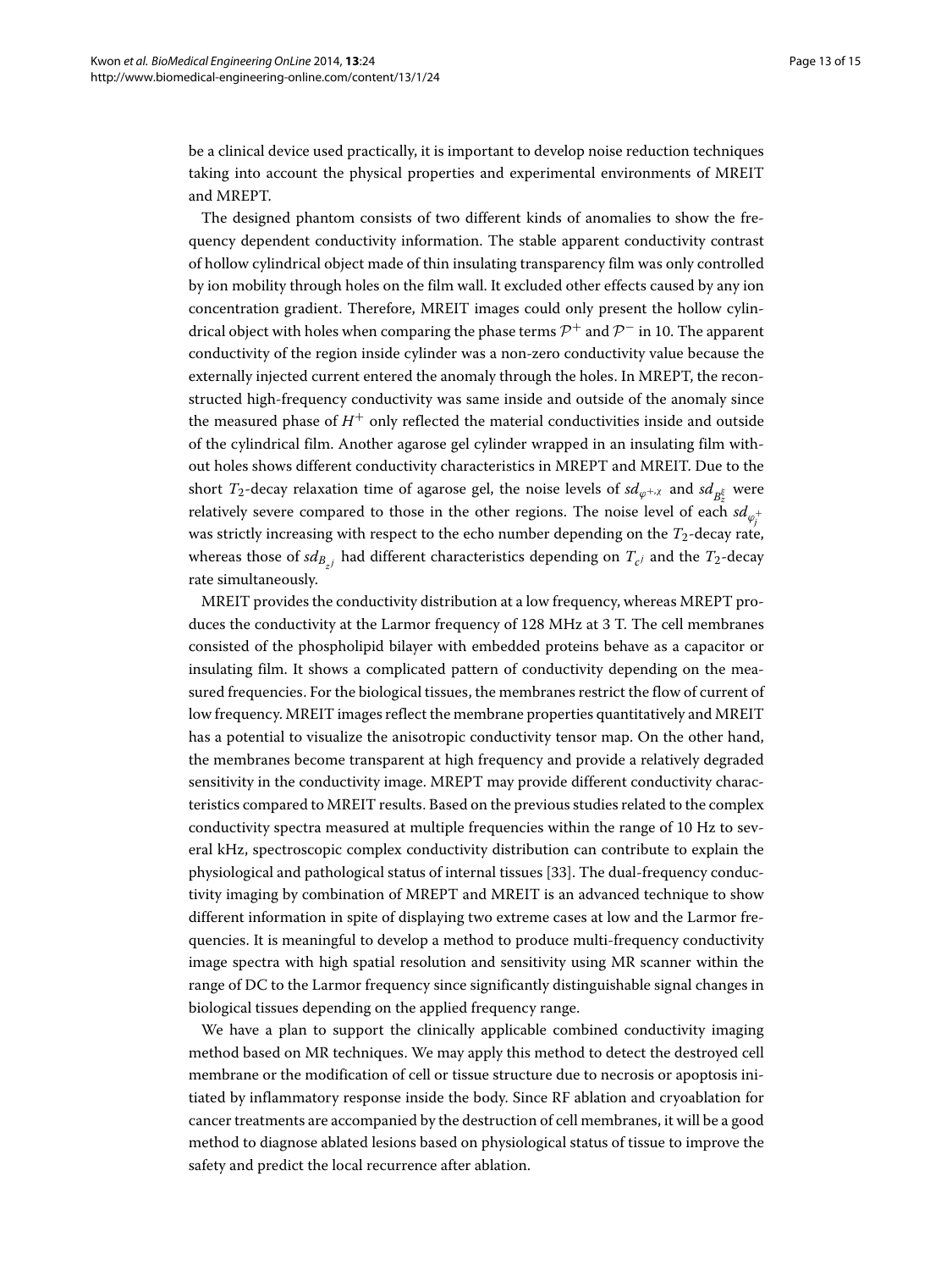be a clinical device used practically, it is important to develop noise reduction techniques taking into account the physical properties and experimental environments of MREIT and MREPT.

The designed phantom consists of two different kinds of anomalies to show the frequency dependent conductivity information. The stable apparent conductivity contrast of hollow cylindrical object made of thin insulating transparency film was only controlled by ion mobility through holes on the film wall. It excluded other effects caused by any ion concentration gradient. Therefore, MREIT images could only present the hollow cylindrical object with holes when comparing the phase terms $\mathcal{P}^+$ and $\mathcal{P}^-$ in 10. The apparent conductivity of the region inside cylinder was a non-zero conductivity value because the externally injected current entered the anomaly through the holes. In MREPT, the reconstructed high-frequency conductivity was same inside and outside of the anomaly since the measured phase of $H^+$ only reflected the material conductivities inside and outside of the cylindrical film. Another agarose gel cylinder wrapped in an insulating film without holes shows different conductivity characteristics in MREPT and MREIT. Due to the short $T_2$-decay relaxation time of agarose gel, the noise levels of $sd_{\varphi^{+,\chi}}$ and $sd_{B_z^{\xi}}$ were relatively severe compared to those in the other regions. The noise level of each $sd_{\varphi_j^+}$ was strictly increasing with respect to the echo number depending on the $T_2$-decay rate, whereas those of $sd_{B_{z^j}}$ had different characteristics depending on $T_{c^j}$ and the $T_2$-decay rate simultaneously.

MREIT provides the conductivity distribution at a low frequency, whereas MREPT produces the conductivity at the Larmor frequency of 128 MHz at 3 T. The cell membranes consisted of the phospholipid bilayer with embedded proteins behave as a capacitor or insulating film. It shows a complicated pattern of conductivity depending on the measured frequencies. For the biological tissues, the membranes restrict the flow of current of low frequency. MREIT images reflect the membrane properties quantitatively and MREIT has a potential to visualize the anisotropic conductivity tensor map. On the other hand, the membranes become transparent at high frequency and provide a relatively degraded sensitivity in the conductivity image. MREPT may provide different conductivity characteristics compared to MREIT results. Based on the previous studies related to the complex conductivity spectra measured at multiple frequencies within the range of 10 Hz to several kHz, spectroscopic complex conductivity distribution can contribute to explain the physiological and pathological status of internal tissues [33]. The dual-frequency conductivity imaging by combination of MREPT and MREIT is an advanced technique to show different information in spite of displaying two extreme cases at low and the Larmor frequencies. It is meaningful to develop a method to produce multi-frequency conductivity image spectra with high spatial resolution and sensitivity using MR scanner within the range of DC to the Larmor frequency since significantly distinguishable signal changes in biological tissues depending on the applied frequency range.

We have a plan to support the clinically applicable combined conductivity imaging method based on MR techniques. We may apply this method to detect the destroyed cell membrane or the modification of cell or tissue structure due to necrosis or apoptosis initiated by inflammatory response inside the body. Since RF ablation and cryoablation for cancer treatments are accompanied by the destruction of cell membranes, it will be a good method to diagnose ablated lesions based on physiological status of tissue to improve the safety and predict the local recurrence after ablation.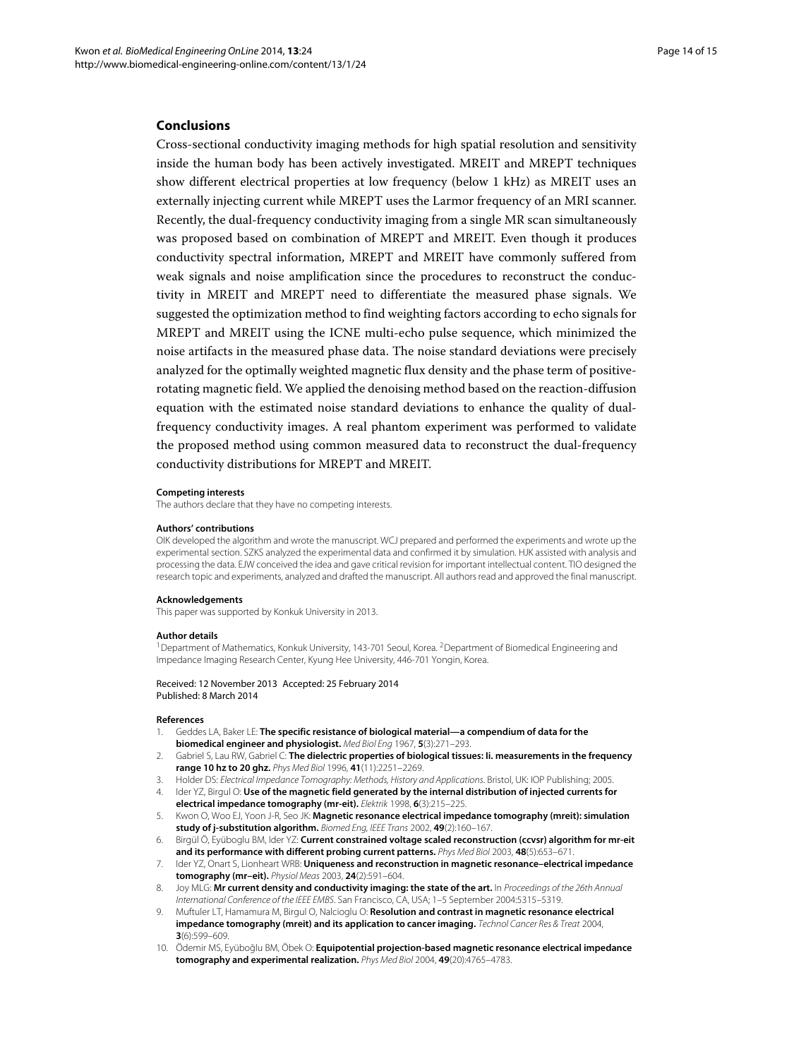## Conclusions

Cross-sectional conductivity imaging methods for high spatial resolution and sensitivity inside the human body has been actively investigated. MREIT and MREPT techniques show different electrical properties at low frequency (below 1 kHz) as MREIT uses an externally injecting current while MREPT uses the Larmor frequency of an MRI scanner. Recently, the dual-frequency conductivity imaging from a single MR scan simultaneously was proposed based on combination of MREPT and MREIT. Even though it produces conductivity spectral information, MREPT and MREIT have commonly suffered from weak signals and noise amplification since the procedures to reconstruct the conductivity in MREIT and MREPT need to differentiate the measured phase signals. We suggested the optimization method to find weighting factors according to echo signals for MREPT and MREIT using the ICNE multi-echo pulse sequence, which minimized the noise artifacts in the measured phase data. The noise standard deviations were precisely analyzed for the optimally weighted magnetic flux density and the phase term of positive-rotating magnetic field. We applied the denoising method based on the reaction-diffusion equation with the estimated noise standard deviations to enhance the quality of dual-frequency conductivity images. A real phantom experiment was performed to validate the proposed method using common measured data to reconstruct the dual-frequency conductivity distributions for MREPT and MREIT.

#### Competing interests

The authors declare that they have no competing interests.

#### Authors' contributions

OIK developed the algorithm and wrote the manuscript. WCJ prepared and performed the experiments and wrote up the experimental section. SZKS analyzed the experimental data and confirmed it by simulation. HJK assisted with analysis and processing the data. EJW conceived the idea and gave critical revision for important intellectual content. TIO designed the research topic and experiments, analyzed and drafted the manuscript. All authors read and approved the final manuscript.

#### Acknowledgements

This paper was supported by Konkuk University in 2013.

#### Author details

[1]Department of Mathematics, Konkuk University, 143-701 Seoul, Korea. [2]Department of Biomedical Engineering and Impedance Imaging Research Center, Kyung Hee University, 446-701 Yongin, Korea.

Received: 12 November 2013 Accepted: 25 February 2014
Published: 8 March 2014

#### References

1. Geddes LA, Baker LE: **The specific resistance of biological material—a compendium of data for the biomedical engineer and physiologist.** *Med Biol Eng* 1967, **5**(3):271–293.
2. Gabriel S, Lau RW, Gabriel C: **The dielectric properties of biological tissues: Ii. measurements in the frequency range 10 hz to 20 ghz.** *Phys Med Biol* 1996, **41**(11):2251–2269.
3. Holder DS: *Electrical Impedance Tomography: Methods, History and Applications*. Bristol, UK: IOP Publishing; 2005.
4. Ider YZ, Birgul O: **Use of the magnetic field generated by the internal distribution of injected currents for electrical impedance tomography (mr-eit).** *Elektrik* 1998, **6**(3):215–225.
5. Kwon O, Woo EJ, Yoon J-R, Seo JK: **Magnetic resonance electrical impedance tomography (mreit): simulation study of j-substitution algorithm.** *Biomed Eng, IEEE Trans* 2002, **49**(2):160–167.
6. Birgül Ö, Eyüboglu BM, Ider YZ: **Current constrained voltage scaled reconstruction (ccvsr) algorithm for mr-eit and its performance with different probing current patterns.** *Phys Med Biol* 2003, **48**(5):653–671.
7. Ider YZ, Onart S, Lionheart WRB: **Uniqueness and reconstruction in magnetic resonance–electrical impedance tomography (mr–eit).** *Physiol Meas* 2003, **24**(2):591–604.
8. Joy MLG: **Mr current density and conductivity imaging: the state of the art.** In *Proceedings of the 26th Annual International Conference of the IEEE EMBS*. San Francisco, CA, USA; 1–5 September 2004:5315–5319.
9. Muftuler LT, Hamamura M, Birgul O, Nalcioglu O: **Resolution and contrast in magnetic resonance electrical impedance tomography (mreit) and its application to cancer imaging.** *Technol Cancer Res & Treat* 2004, **3**(6):599–609.
10. Ödemir MS, Eyüboğlu BM, Öbek O: **Equipotential projection-based magnetic resonance electrical impedance tomography and experimental realization.** *Phys Med Biol* 2004, **49**(20):4765–4783.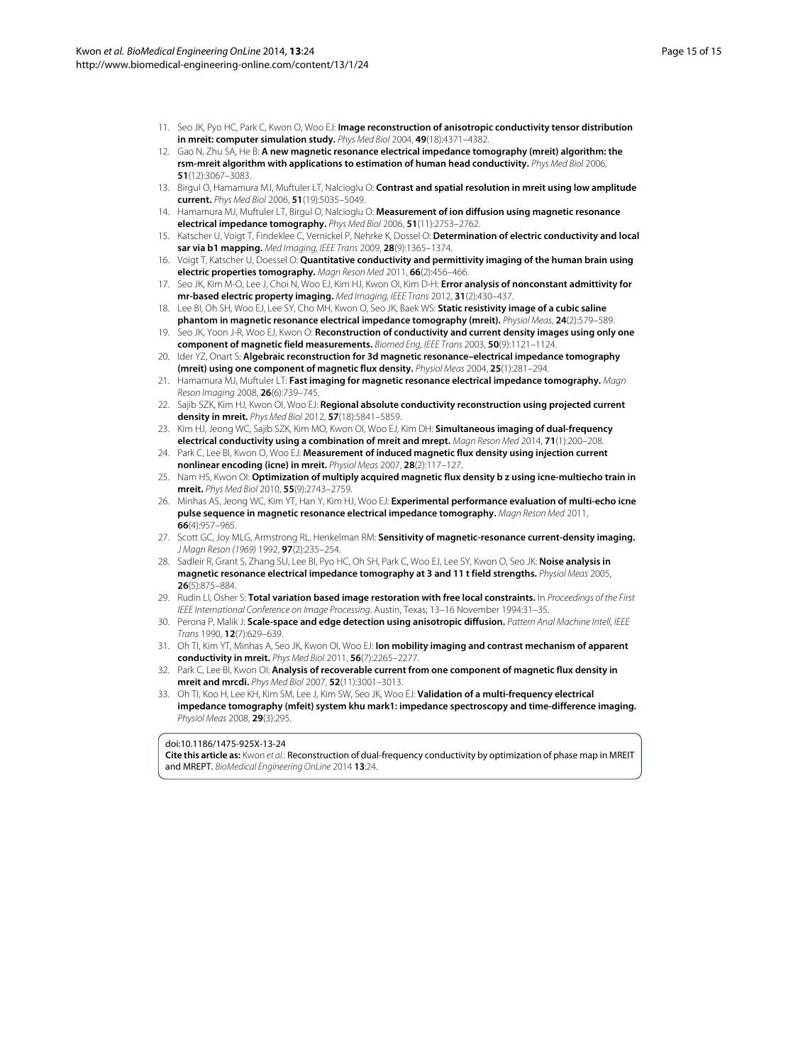11. Seo JK, Pyo HC, Park C, Kwon O, Woo EJ: **Image reconstruction of anisotropic conductivity tensor distribution in mreit: computer simulation study.** *Phys Med Biol* 2004, **49**(18):4371–4382.
12. Gao N, Zhu SA, He B: **A new magnetic resonance electrical impedance tomography (mreit) algorithm: the rsm-mreit algorithm with applications to estimation of human head conductivity.** *Phys Med Biol* 2006, **51**(12):3067–3083.
13. Birgul O, Hamamura MJ, Muftuler LT, Nalcioglu O: **Contrast and spatial resolution in mreit using low amplitude current.** *Phys Med Biol* 2006, **51**(19):5035–5049.
14. Hamamura MJ, Muftuler LT, Birgul O, Nalcioglu O: **Measurement of ion diffusion using magnetic resonance electrical impedance tomography.** *Phys Med Biol* 2006, **51**(11):2753–2762.
15. Katscher U, Voigt T, Findeklee C, Vernickel P, Nehrke K, Dossel O: **Determination of electric conductivity and local sar via b1 mapping.** *Med Imaging, IEEE Trans* 2009, **28**(9):1365–1374.
16. Voigt T, Katscher U, Doessel O: **Quantitative conductivity and permittivity imaging of the human brain using electric properties tomography.** *Magn Reson Med* 2011, **66**(2):456–466.
17. Seo JK, Kim M-O, Lee J, Choi N, Woo EJ, Kim HJ, Kwon OI, Kim D-H: **Error analysis of nonconstant admittivity for mr-based electric property imaging.** *Med Imaging, IEEE Trans* 2012, **31**(2):430–437.
18. Lee BI, Oh SH, Woo EJ, Lee SY, Cho MH, Kwon O, Seo JK, Baek WS: **Static resistivity image of a cubic saline phantom in magnetic resonance electrical impedance tomography (mreit).** *Physiol Meas*, **24**(2):579–589.
19. Seo JK, Yoon J-R, Woo EJ, Kwon O: **Reconstruction of conductivity and current density images using only one component of magnetic field measurements.** *Biomed Eng, IEEE Trans* 2003, **50**(9):1121–1124.
20. Ider YZ, Onart S: **Algebraic reconstruction for 3d magnetic resonance–electrical impedance tomography (mreit) using one component of magnetic flux density.** *Physiol Meas* 2004, **25**(1):281–294.
21. Hamamura MJ, Muftuler LT: **Fast imaging for magnetic resonance electrical impedance tomography.** *Magn Reson Imaging* 2008, **26**(6):739–745.
22. Sajib SZK, Kim HJ, Kwon OI, Woo EJ: **Regional absolute conductivity reconstruction using projected current density in mreit.** *Phys Med Biol* 2012, **57**(18):5841–5859.
23. Kim HJ, Jeong WC, Sajib SZK, Kim MO, Kwon OI, Woo EJ, Kim DH: **Simultaneous imaging of dual-frequency electrical conductivity using a combination of mreit and mrept.** *Magn Reson Med* 2014, **71**(1):200–208.
24. Park C, Lee BI, Kwon O, Woo EJ: **Measurement of induced magnetic flux density using injection current nonlinear encoding (icne) in mreit.** *Physiol Meas* 2007, **28**(2):117–127.
25. Nam HS, Kwon OI: **Optimization of multiply acquired magnetic flux density b z using icne-multiecho train in mreit.** *Phys Med Biol* 2010, **55**(9):2743–2759.
26. Minhas AS, Jeong WC, Kim YT, Han Y, Kim HJ, Woo EJ: **Experimental performance evaluation of multi-echo icne pulse sequence in magnetic resonance electrical impedance tomography.** *Magn Reson Med* 2011, **66**(4):957–965.
27. Scott GC, Joy MLG, Armstrong RL, Henkelman RM: **Sensitivity of magnetic-resonance current-density imaging.** *J Magn Reson (1969)* 1992, **97**(2):235–254.
28. Sadleir R, Grant S, Zhang SU, Lee BI, Pyo HC, Oh SH, Park C, Woo EJ, Lee SY, Kwon O, Seo JK: **Noise analysis in magnetic resonance electrical impedance tomography at 3 and 11 t field strengths.** *Physiol Meas* 2005, **26**(5):875–884.
29. Rudin LI, Osher S: **Total variation based image restoration with free local constraints.** In *Proceedings of the First IEEE International Conference on Image Processing*. Austin, Texas; 13–16 November 1994:31–35.
30. Perona P, Malik J: **Scale-space and edge detection using anisotropic diffusion.** *Pattern Anal Machine Intell, IEEE Trans* 1990, **12**(7):629–639.
31. Oh TI, Kim YT, Minhas A, Seo JK, Kwon OI, Woo EJ: **Ion mobility imaging and contrast mechanism of apparent conductivity in mreit.** *Phys Med Biol* 2011, **56**(7):2265–2277.
32. Park C, Lee BI, Kwon OI: **Analysis of recoverable current from one component of magnetic flux density in mreit and mrcdi.** *Phys Med Biol* 2007, **52**(11):3001–3013.
33. Oh TI, Koo H, Lee KH, Kim SM, Lee J, Kim SW, Seo JK, Woo EJ: **Validation of a multi-frequency electrical impedance tomography (mfeit) system khu mark1: impedance spectroscopy and time-difference imaging.** *Physiol Meas* 2008, **29**(3):295.

doi:10.1186/1475-925X-13-24

**Cite this article as:** Kwon *et al.*: Reconstruction of dual-frequency conductivity by optimization of phase map in MREIT and MREPT. *BioMedical Engineering OnLine* 2014 **13**:24.